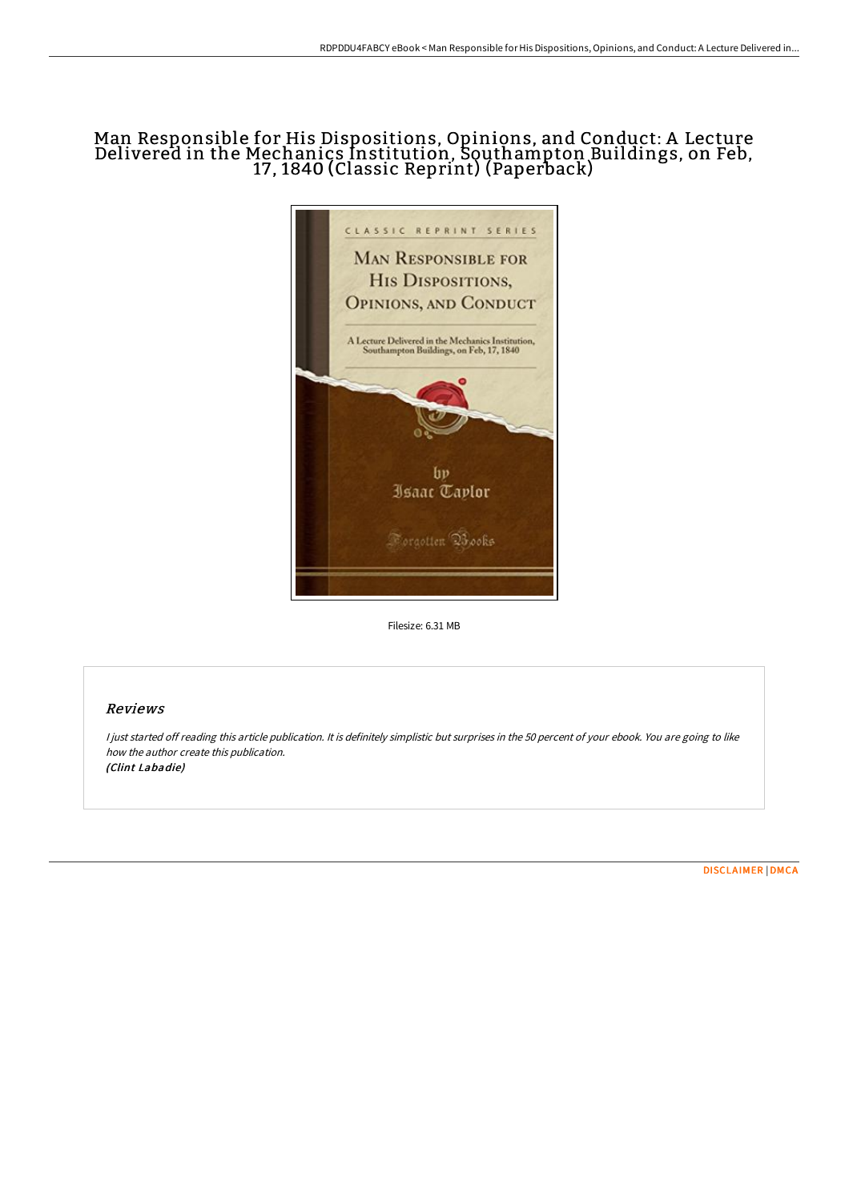# Man Responsible for His Dispositions, Opinions, and Conduct: A Lecture Delivered in the Mechanics Institution, Southampton Buildings, on Feb, 17, 1840 (Classic Reprint) (Paperback)

Filesize: 6.31 MB

## Reviews

*I just started off reading this article publication. It is definitely simplistic but surprises in the 50 percent of your ebook. You are going to like how the author create this publication.*
*(Clint Labadie)*

DISCLAIMER | DMCA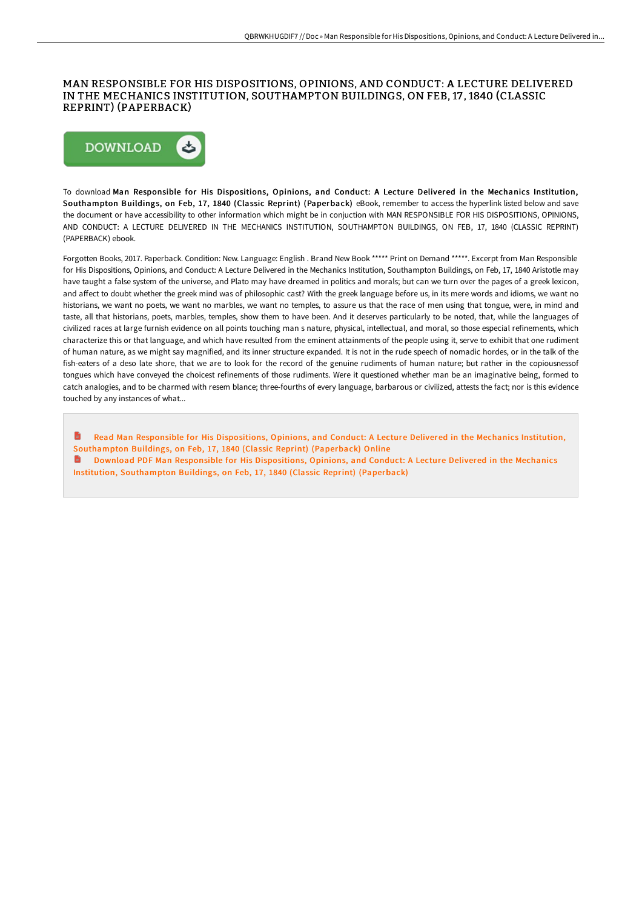# MAN RESPONSIBLE FOR HIS DISPOSITIONS, OPINIONS, AND CONDUCT: A LECTURE DELIVERED IN THE MECHANICS INSTITUTION, SOUTHAMPTON BUILDINGS, ON FEB, 17, 1840 (CLASSIC REPRINT) (PAPERBACK)

DOWNLOAD

To download **Man Responsible for His Dispositions, Opinions, and Conduct: A Lecture Delivered in the Mechanics Institution, Southampton Buildings, on Feb, 17, 1840 (Classic Reprint) (Paperback)** eBook, remember to access the hyperlink listed below and save the document or have accessibility to other information which might be in conjuction with MAN RESPONSIBLE FOR HIS DISPOSITIONS, OPINIONS, AND CONDUCT: A LECTURE DELIVERED IN THE MECHANICS INSTITUTION, SOUTHAMPTON BUILDINGS, ON FEB, 17, 1840 (CLASSIC REPRINT) (PAPERBACK) ebook.

Forgotten Books, 2017. Paperback. Condition: New. Language: English . Brand New Book ***** Print on Demand *****. Excerpt from Man Responsible for His Dispositions, Opinions, and Conduct: A Lecture Delivered in the Mechanics Institution, Southampton Buildings, on Feb, 17, 1840 Aristotle may have taught a false system of the universe, and Plato may have dreamed in politics and morals; but can we turn over the pages of a greek lexicon, and affect to doubt whether the greek mind was of philosophic cast? With the greek language before us, in its mere words and idioms, we want no historians, we want no poets, we want no marbles, we want no temples, to assure us that the race of men using that tongue, were, in mind and taste, all that historians, poets, marbles, temples, show them to have been. And it deserves particularly to be noted, that, while the languages of civilized races at large furnish evidence on all points touching man s nature, physical, intellectual, and moral, so those especial refinements, which characterize this or that language, and which have resulted from the eminent attainments of the people using it, serve to exhibit that one rudiment of human nature, as we might say magnified, and its inner structure expanded. It is not in the rude speech of nomadic hordes, or in the talk of the fish-eaters of a deso late shore, that we are to look for the record of the genuine rudiments of human nature; but rather in the copiousnessof tongues which have conveyed the choicest refinements of those rudiments. Were it questioned whether man be an imaginative being, formed to catch analogies, and to be charmed with resem blance; three-fourths of every language, barbarous or civilized, attests the fact; nor is this evidence touched by any instances of what...

Read Man Responsible for His Dispositions, Opinions, and Conduct: A Lecture Delivered in the Mechanics Institution, Southampton Buildings, on Feb, 17, 1840 (Classic Reprint) (Paperback) Online

Download PDF Man Responsible for His Dispositions, Opinions, and Conduct: A Lecture Delivered in the Mechanics Institution, Southampton Buildings, on Feb, 17, 1840 (Classic Reprint) (Paperback)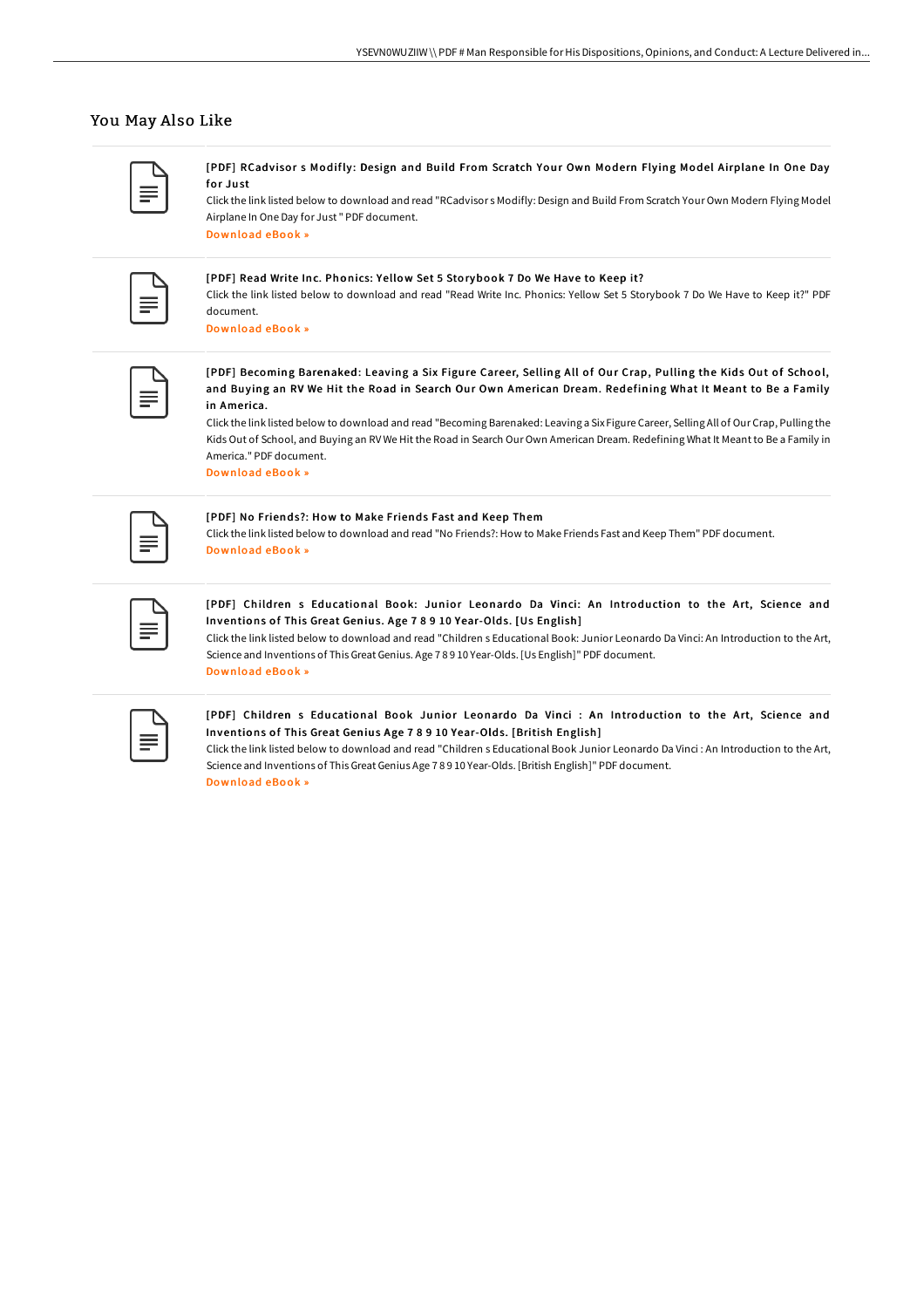## You May Also Like

**[PDF] RCadvisor s Modifly: Design and Build From Scratch Your Own Modern Flying Model Airplane In One Day for Just**

Click the link listed below to download and read "RCadvisor s Modifly: Design and Build From Scratch Your Own Modern Flying Model Airplane In One Day for Just " PDF document.

Download eBook »

**[PDF] Read Write Inc. Phonics: Yellow Set 5 Storybook 7 Do We Have to Keep it?**

Click the link listed below to download and read "Read Write Inc. Phonics: Yellow Set 5 Storybook 7 Do We Have to Keep it?" PDF document.

Download eBook »

**[PDF] Becoming Barenaked: Leaving a Six Figure Career, Selling All of Our Crap, Pulling the Kids Out of School, and Buying an RV We Hit the Road in Search Our Own American Dream. Redefining What It Meant to Be a Family in America.**

Click the link listed below to download and read "Becoming Barenaked: Leaving a Six Figure Career, Selling All of Our Crap, Pulling the Kids Out of School, and Buying an RV We Hit the Road in Search Our Own American Dream. Redefining What It Meant to Be a Family in America." PDF document.

Download eBook »

**[PDF] No Friends?: How to Make Friends Fast and Keep Them**

Click the link listed below to download and read "No Friends?: How to Make Friends Fast and Keep Them" PDF document.

Download eBook »

**[PDF] Children s Educational Book: Junior Leonardo Da Vinci: An Introduction to the Art, Science and Inventions of This Great Genius. Age 7 8 9 10 Year-Olds. [Us English]**

Click the link listed below to download and read "Children s Educational Book: Junior Leonardo Da Vinci: An Introduction to the Art, Science and Inventions of This Great Genius. Age 7 8 9 10 Year-Olds. [Us English]" PDF document.

Download eBook »

**[PDF] Children s Educational Book Junior Leonardo Da Vinci : An Introduction to the Art, Science and Inventions of This Great Genius Age 7 8 9 10 Year-Olds. [British English]**

Click the link listed below to download and read "Children s Educational Book Junior Leonardo Da Vinci : An Introduction to the Art, Science and Inventions of This Great Genius Age 7 8 9 10 Year-Olds. [British English]" PDF document.

Download eBook »